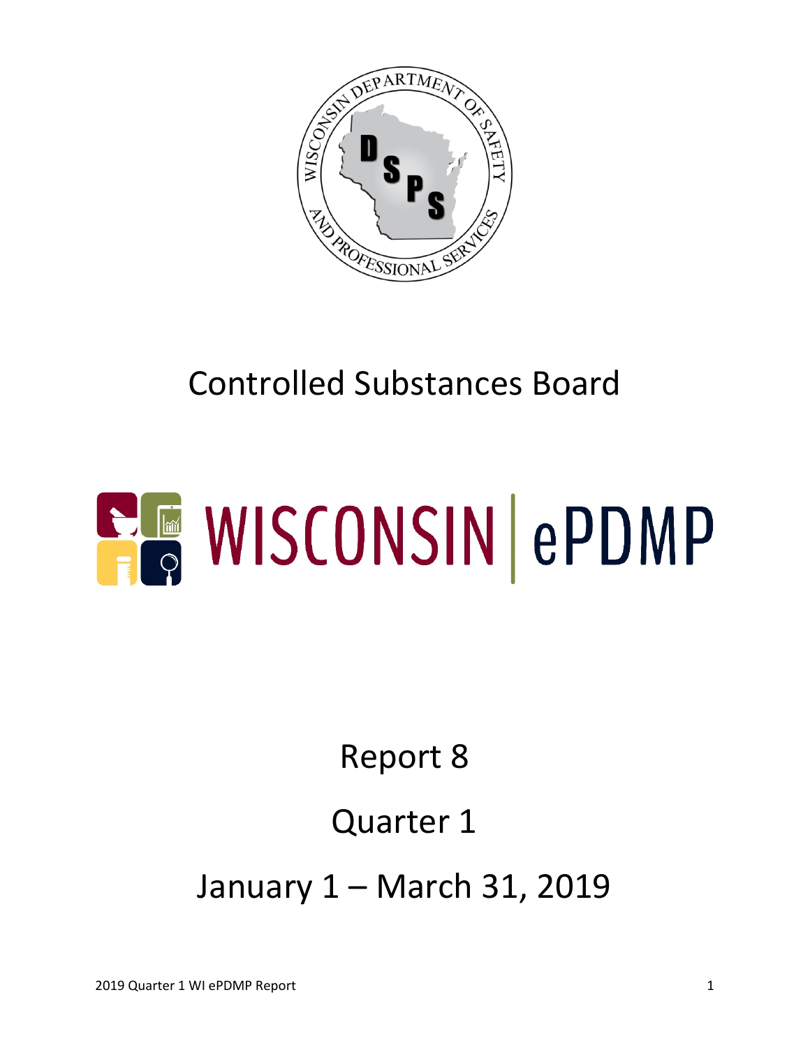# Controlled Substances Board

# WISCONSIN | ePDMP

## Report 8

## Quarter 1

## January 1 – March 31, 2019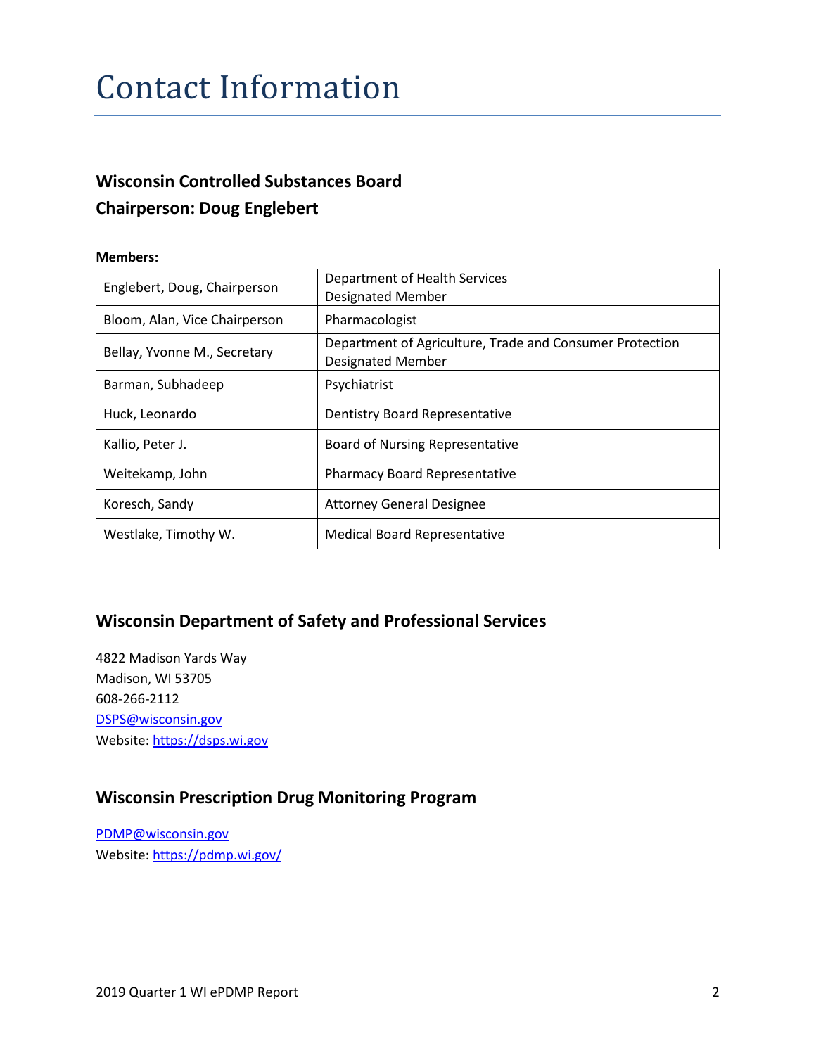# Contact Information

### Wisconsin Controlled Substances Board
### Chairperson: Doug Englebert

**Members:**

| | |
|---|---|
| Englebert, Doug, Chairperson | Department of Health Services Designated Member |
| Bloom, Alan, Vice Chairperson | Pharmacologist |
| Bellay, Yvonne M., Secretary | Department of Agriculture, Trade and Consumer Protection Designated Member |
| Barman, Subhadeep | Psychiatrist |
| Huck, Leonardo | Dentistry Board Representative |
| Kallio, Peter J. | Board of Nursing Representative |
| Weitekamp, John | Pharmacy Board Representative |
| Koresch, Sandy | Attorney General Designee |
| Westlake, Timothy W. | Medical Board Representative |

### Wisconsin Department of Safety and Professional Services

4822 Madison Yards Way
Madison, WI 53705
608-266-2112
DSPS@wisconsin.gov
Website: https://dsps.wi.gov

### Wisconsin Prescription Drug Monitoring Program

PDMP@wisconsin.gov
Website: https://pdmp.wi.gov/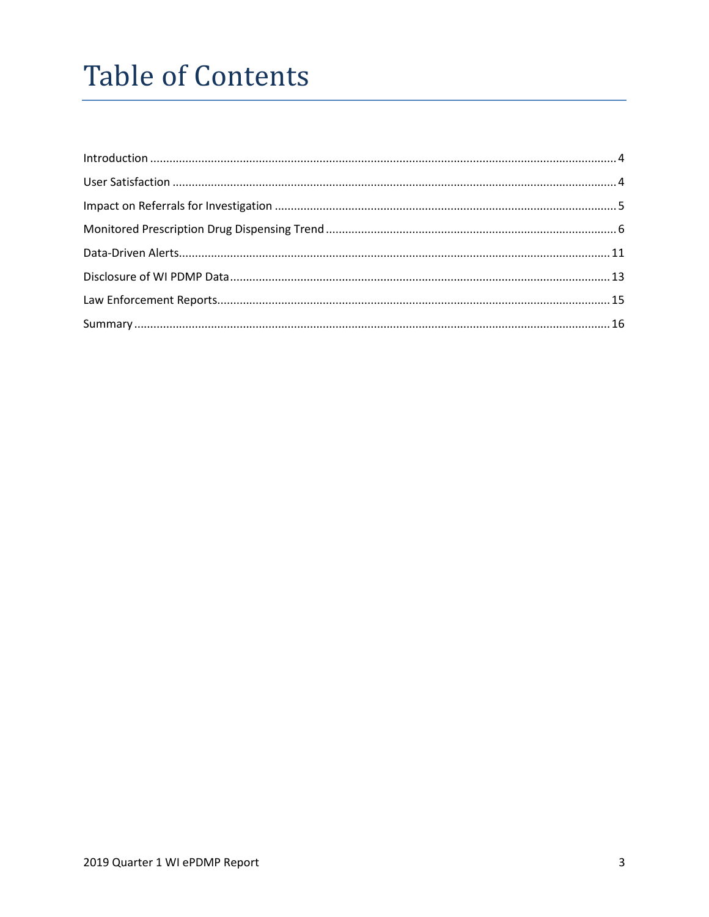# Table of Contents

Introduction ........ 4

User Satisfaction ........ 4

Impact on Referrals for Investigation ........ 5

Monitored Prescription Drug Dispensing Trend ........ 6

Data-Driven Alerts ........ 11

Disclosure of WI PDMP Data ........ 13

Law Enforcement Reports ........ 15

Summary ........ 16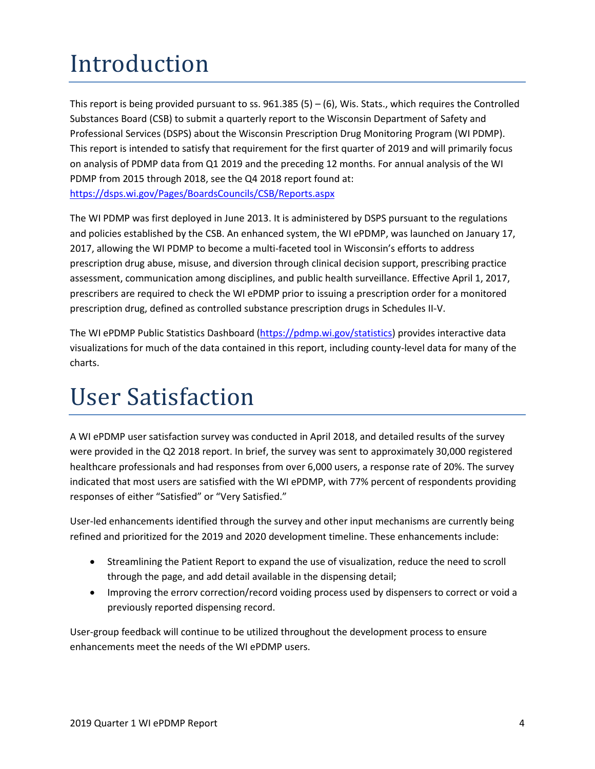# Introduction

This report is being provided pursuant to ss. 961.385 (5) – (6), Wis. Stats., which requires the Controlled Substances Board (CSB) to submit a quarterly report to the Wisconsin Department of Safety and Professional Services (DSPS) about the Wisconsin Prescription Drug Monitoring Program (WI PDMP). This report is intended to satisfy that requirement for the first quarter of 2019 and will primarily focus on analysis of PDMP data from Q1 2019 and the preceding 12 months. For annual analysis of the WI PDMP from 2015 through 2018, see the Q4 2018 report found at: https://dsps.wi.gov/Pages/BoardsCouncils/CSB/Reports.aspx

The WI PDMP was first deployed in June 2013. It is administered by DSPS pursuant to the regulations and policies established by the CSB. An enhanced system, the WI ePDMP, was launched on January 17, 2017, allowing the WI PDMP to become a multi-faceted tool in Wisconsin's efforts to address prescription drug abuse, misuse, and diversion through clinical decision support, prescribing practice assessment, communication among disciplines, and public health surveillance. Effective April 1, 2017, prescribers are required to check the WI ePDMP prior to issuing a prescription order for a monitored prescription drug, defined as controlled substance prescription drugs in Schedules II-V.

The WI ePDMP Public Statistics Dashboard (https://pdmp.wi.gov/statistics) provides interactive data visualizations for much of the data contained in this report, including county-level data for many of the charts.

# User Satisfaction

A WI ePDMP user satisfaction survey was conducted in April 2018, and detailed results of the survey were provided in the Q2 2018 report. In brief, the survey was sent to approximately 30,000 registered healthcare professionals and had responses from over 6,000 users, a response rate of 20%. The survey indicated that most users are satisfied with the WI ePDMP, with 77% percent of respondents providing responses of either "Satisfied" or "Very Satisfied."

User-led enhancements identified through the survey and other input mechanisms are currently being refined and prioritized for the 2019 and 2020 development timeline. These enhancements include:

- Streamlining the Patient Report to expand the use of visualization, reduce the need to scroll through the page, and add detail available in the dispensing detail;
- Improving the errorv correction/record voiding process used by dispensers to correct or void a previously reported dispensing record.

User-group feedback will continue to be utilized throughout the development process to ensure enhancements meet the needs of the WI ePDMP users.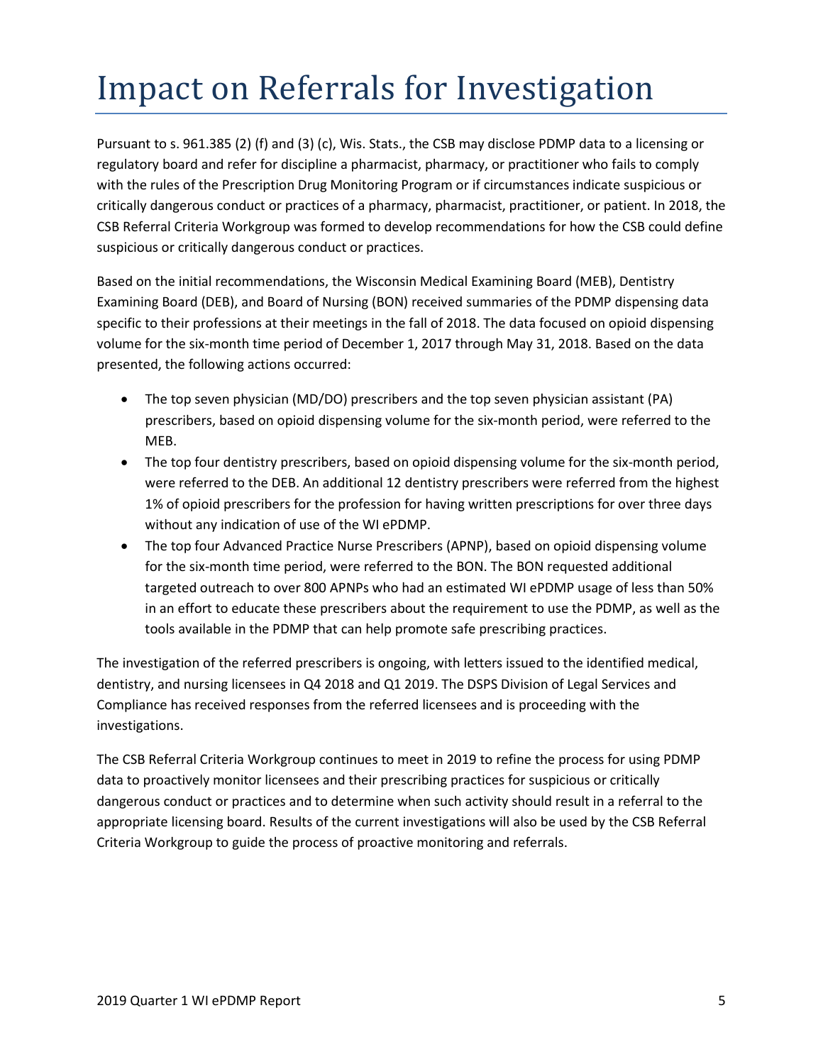# Impact on Referrals for Investigation

Pursuant to s. 961.385 (2) (f) and (3) (c), Wis. Stats., the CSB may disclose PDMP data to a licensing or regulatory board and refer for discipline a pharmacist, pharmacy, or practitioner who fails to comply with the rules of the Prescription Drug Monitoring Program or if circumstances indicate suspicious or critically dangerous conduct or practices of a pharmacy, pharmacist, practitioner, or patient. In 2018, the CSB Referral Criteria Workgroup was formed to develop recommendations for how the CSB could define suspicious or critically dangerous conduct or practices.

Based on the initial recommendations, the Wisconsin Medical Examining Board (MEB), Dentistry Examining Board (DEB), and Board of Nursing (BON) received summaries of the PDMP dispensing data specific to their professions at their meetings in the fall of 2018. The data focused on opioid dispensing volume for the six-month time period of December 1, 2017 through May 31, 2018. Based on the data presented, the following actions occurred:

- The top seven physician (MD/DO) prescribers and the top seven physician assistant (PA) prescribers, based on opioid dispensing volume for the six-month period, were referred to the MEB.
- The top four dentistry prescribers, based on opioid dispensing volume for the six-month period, were referred to the DEB. An additional 12 dentistry prescribers were referred from the highest 1% of opioid prescribers for the profession for having written prescriptions for over three days without any indication of use of the WI ePDMP.
- The top four Advanced Practice Nurse Prescribers (APNP), based on opioid dispensing volume for the six-month time period, were referred to the BON. The BON requested additional targeted outreach to over 800 APNPs who had an estimated WI ePDMP usage of less than 50% in an effort to educate these prescribers about the requirement to use the PDMP, as well as the tools available in the PDMP that can help promote safe prescribing practices.

The investigation of the referred prescribers is ongoing, with letters issued to the identified medical, dentistry, and nursing licensees in Q4 2018 and Q1 2019. The DSPS Division of Legal Services and Compliance has received responses from the referred licensees and is proceeding with the investigations.

The CSB Referral Criteria Workgroup continues to meet in 2019 to refine the process for using PDMP data to proactively monitor licensees and their prescribing practices for suspicious or critically dangerous conduct or practices and to determine when such activity should result in a referral to the appropriate licensing board. Results of the current investigations will also be used by the CSB Referral Criteria Workgroup to guide the process of proactive monitoring and referrals.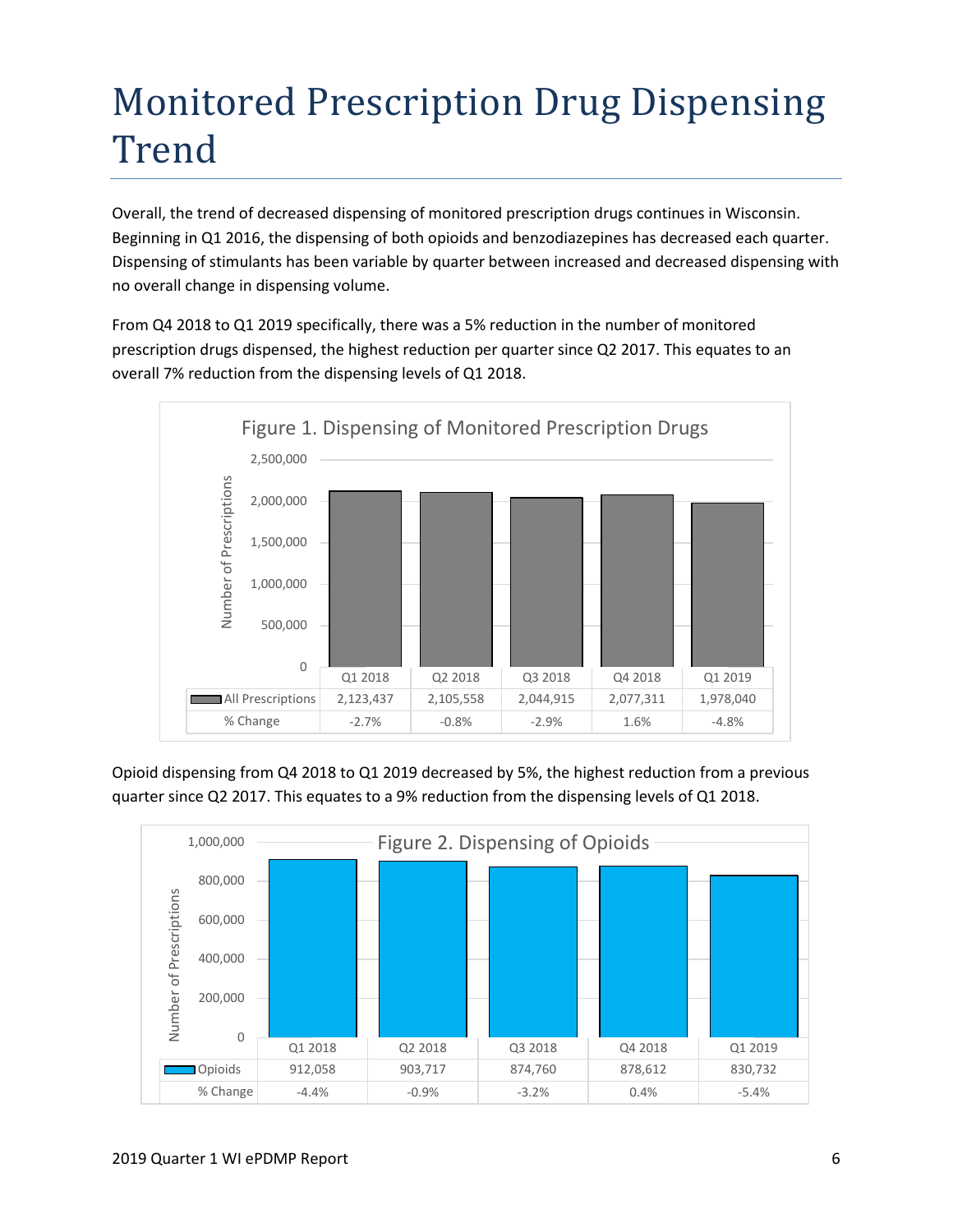# Monitored Prescription Drug Dispensing Trend

Overall, the trend of decreased dispensing of monitored prescription drugs continues in Wisconsin. Beginning in Q1 2016, the dispensing of both opioids and benzodiazepines has decreased each quarter. Dispensing of stimulants has been variable by quarter between increased and decreased dispensing with no overall change in dispensing volume.

From Q4 2018 to Q1 2019 specifically, there was a 5% reduction in the number of monitored prescription drugs dispensed, the highest reduction per quarter since Q2 2017. This equates to an overall 7% reduction from the dispensing levels of Q1 2018.

Figure 1. Dispensing of Monitored Prescription Drugs

| | Q1 2018 | Q2 2018 | Q3 2018 | Q4 2018 | Q1 2019 |
|---|---|---|---|---|---|
| All Prescriptions | 2,123,437 | 2,105,558 | 2,044,915 | 2,077,311 | 1,978,040 |
| % Change | -2.7% | -0.8% | -2.9% | 1.6% | -4.8% |

Opioid dispensing from Q4 2018 to Q1 2019 decreased by 5%, the highest reduction from a previous quarter since Q2 2017. This equates to a 9% reduction from the dispensing levels of Q1 2018.

Figure 2. Dispensing of Opioids

| | Q1 2018 | Q2 2018 | Q3 2018 | Q4 2018 | Q1 2019 |
|---|---|---|---|---|---|
| Opioids | 912,058 | 903,717 | 874,760 | 878,612 | 830,732 |
| % Change | -4.4% | -0.9% | -3.2% | 0.4% | -5.4% |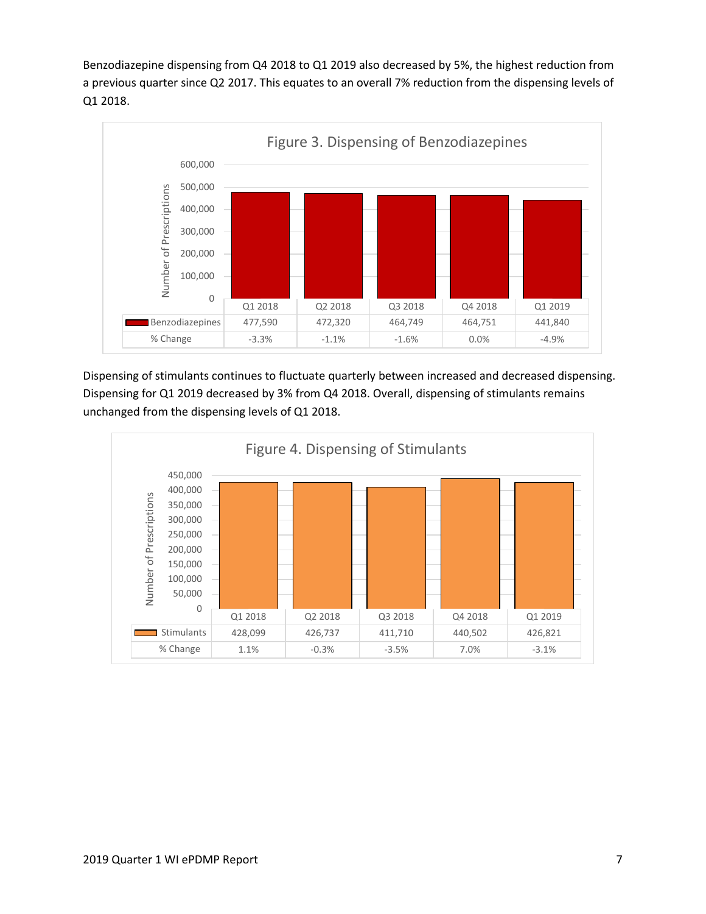Benzodiazepine dispensing from Q4 2018 to Q1 2019 also decreased by 5%, the highest reduction from a previous quarter since Q2 2017. This equates to an overall 7% reduction from the dispensing levels of Q1 2018.

Figure 3. Dispensing of Benzodiazepines

| | Q1 2018 | Q2 2018 | Q3 2018 | Q4 2018 | Q1 2019 |
|---|---|---|---|---|---|
| Benzodiazepines | 477,590 | 472,320 | 464,749 | 464,751 | 441,840 |
| % Change | -3.3% | -1.1% | -1.6% | 0.0% | -4.9% |

Dispensing of stimulants continues to fluctuate quarterly between increased and decreased dispensing. Dispensing for Q1 2019 decreased by 3% from Q4 2018. Overall, dispensing of stimulants remains unchanged from the dispensing levels of Q1 2018.

Figure 4. Dispensing of Stimulants

| | Q1 2018 | Q2 2018 | Q3 2018 | Q4 2018 | Q1 2019 |
|---|---|---|---|---|---|
| Stimulants | 428,099 | 426,737 | 411,710 | 440,502 | 426,821 |
| % Change | 1.1% | -0.3% | -3.5% | 7.0% | -3.1% |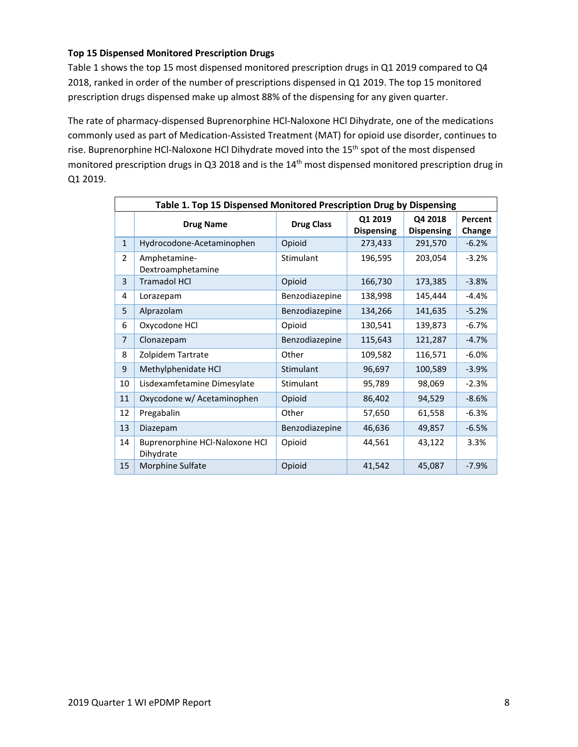### Top 15 Dispensed Monitored Prescription Drugs

Table 1 shows the top 15 most dispensed monitored prescription drugs in Q1 2019 compared to Q4 2018, ranked in order of the number of prescriptions dispensed in Q1 2019. The top 15 monitored prescription drugs dispensed make up almost 88% of the dispensing for any given quarter.

The rate of pharmacy-dispensed Buprenorphine HCl-Naloxone HCl Dihydrate, one of the medications commonly used as part of Medication-Assisted Treatment (MAT) for opioid use disorder, continues to rise. Buprenorphine HCl-Naloxone HCl Dihydrate moved into the 15th spot of the most dispensed monitored prescription drugs in Q3 2018 and is the 14th most dispensed monitored prescription drug in Q1 2019.

**Table 1. Top 15 Dispensed Monitored Prescription Drug by Dispensing**

| | Drug Name | Drug Class | Q1 2019 Dispensing | Q4 2018 Dispensing | Percent Change |
|---|---|---|---|---|---|
| 1 | Hydrocodone-Acetaminophen | Opioid | 273,433 | 291,570 | -6.2% |
| 2 | Amphetamine-Dextroamphetamine | Stimulant | 196,595 | 203,054 | -3.2% |
| 3 | Tramadol HCl | Opioid | 166,730 | 173,385 | -3.8% |
| 4 | Lorazepam | Benzodiazepine | 138,998 | 145,444 | -4.4% |
| 5 | Alprazolam | Benzodiazepine | 134,266 | 141,635 | -5.2% |
| 6 | Oxycodone HCl | Opioid | 130,541 | 139,873 | -6.7% |
| 7 | Clonazepam | Benzodiazepine | 115,643 | 121,287 | -4.7% |
| 8 | Zolpidem Tartrate | Other | 109,582 | 116,571 | -6.0% |
| 9 | Methylphenidate HCl | Stimulant | 96,697 | 100,589 | -3.9% |
| 10 | Lisdexamfetamine Dimesylate | Stimulant | 95,789 | 98,069 | -2.3% |
| 11 | Oxycodone w/ Acetaminophen | Opioid | 86,402 | 94,529 | -8.6% |
| 12 | Pregabalin | Other | 57,650 | 61,558 | -6.3% |
| 13 | Diazepam | Benzodiazepine | 46,636 | 49,857 | -6.5% |
| 14 | Buprenorphine HCl-Naloxone HCl Dihydrate | Opioid | 44,561 | 43,122 | 3.3% |
| 15 | Morphine Sulfate | Opioid | 41,542 | 45,087 | -7.9% |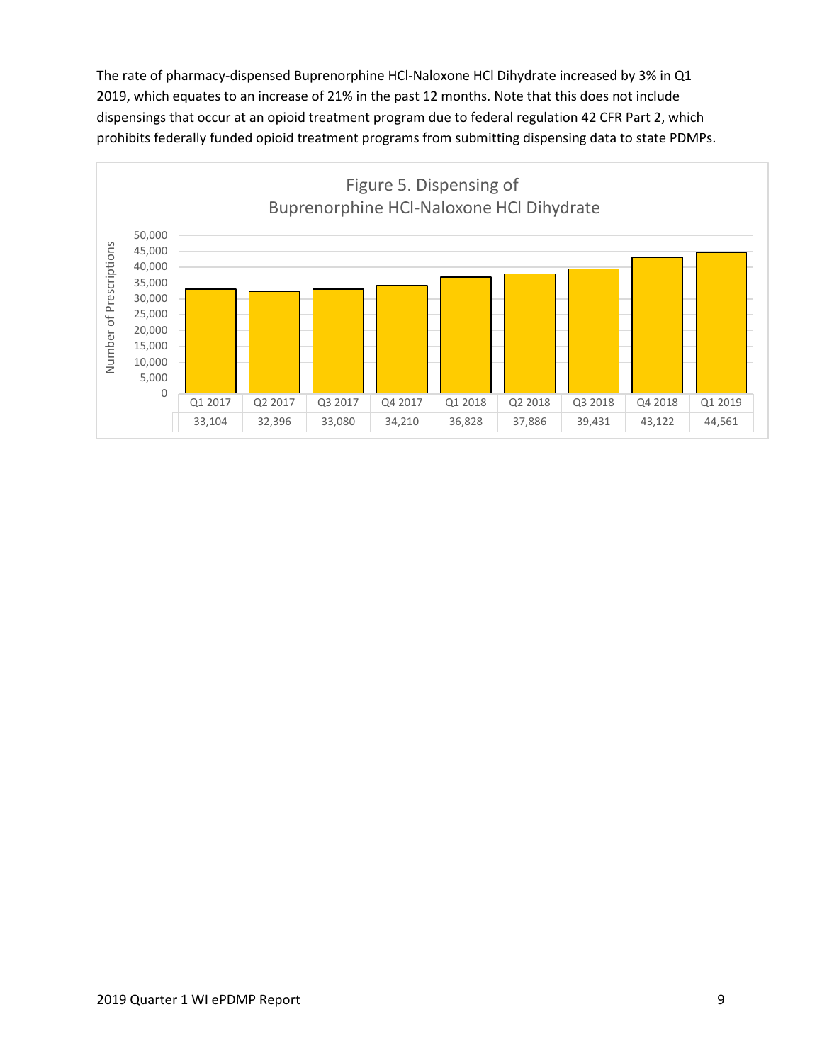The rate of pharmacy-dispensed Buprenorphine HCl-Naloxone HCl Dihydrate increased by 3% in Q1 2019, which equates to an increase of 21% in the past 12 months. Note that this does not include dispensings that occur at an opioid treatment program due to federal regulation 42 CFR Part 2, which prohibits federally funded opioid treatment programs from submitting dispensing data to state PDMPs.

Figure 5. Dispensing of Buprenorphine HCl-Naloxone HCl Dihydrate

| | Q1 2017 | Q2 2017 | Q3 2017 | Q4 2017 | Q1 2018 | Q2 2018 | Q3 2018 | Q4 2018 | Q1 2019 |
|---|---|---|---|---|---|---|---|---|---|
| Number of Prescriptions | 33,104 | 32,396 | 33,080 | 34,210 | 36,828 | 37,886 | 39,431 | 43,122 | 44,561 |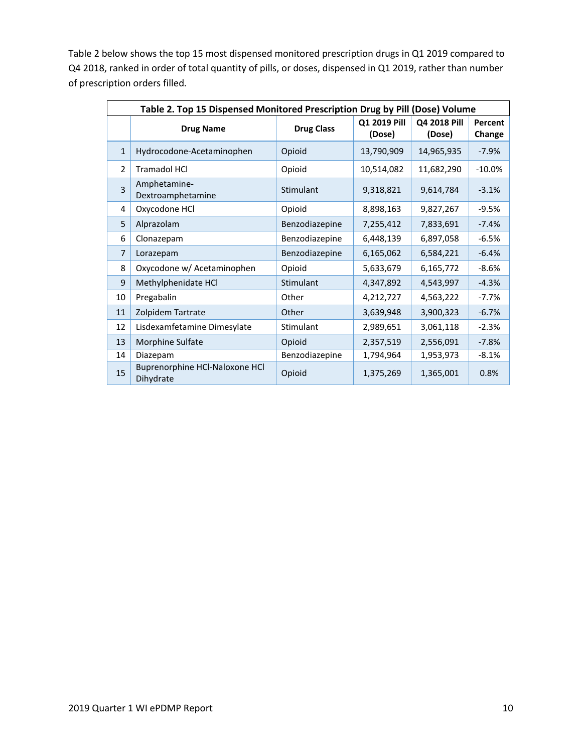Table 2 below shows the top 15 most dispensed monitored prescription drugs in Q1 2019 compared to Q4 2018, ranked in order of total quantity of pills, or doses, dispensed in Q1 2019, rather than number of prescription orders filled.

**Table 2. Top 15 Dispensed Monitored Prescription Drug by Pill (Dose) Volume**

| | Drug Name | Drug Class | Q1 2019 Pill (Dose) | Q4 2018 Pill (Dose) | Percent Change |
|---|---|---|---|---|---|
| 1 | Hydrocodone-Acetaminophen | Opioid | 13,790,909 | 14,965,935 | -7.9% |
| 2 | Tramadol HCl | Opioid | 10,514,082 | 11,682,290 | -10.0% |
| 3 | Amphetamine-Dextroamphetamine | Stimulant | 9,318,821 | 9,614,784 | -3.1% |
| 4 | Oxycodone HCl | Opioid | 8,898,163 | 9,827,267 | -9.5% |
| 5 | Alprazolam | Benzodiazepine | 7,255,412 | 7,833,691 | -7.4% |
| 6 | Clonazepam | Benzodiazepine | 6,448,139 | 6,897,058 | -6.5% |
| 7 | Lorazepam | Benzodiazepine | 6,165,062 | 6,584,221 | -6.4% |
| 8 | Oxycodone w/ Acetaminophen | Opioid | 5,633,679 | 6,165,772 | -8.6% |
| 9 | Methylphenidate HCl | Stimulant | 4,347,892 | 4,543,997 | -4.3% |
| 10 | Pregabalin | Other | 4,212,727 | 4,563,222 | -7.7% |
| 11 | Zolpidem Tartrate | Other | 3,639,948 | 3,900,323 | -6.7% |
| 12 | Lisdexamfetamine Dimesylate | Stimulant | 2,989,651 | 3,061,118 | -2.3% |
| 13 | Morphine Sulfate | Opioid | 2,357,519 | 2,556,091 | -7.8% |
| 14 | Diazepam | Benzodiazepine | 1,794,964 | 1,953,973 | -8.1% |
| 15 | Buprenorphine HCl-Naloxone HCl Dihydrate | Opioid | 1,375,269 | 1,365,001 | 0.8% |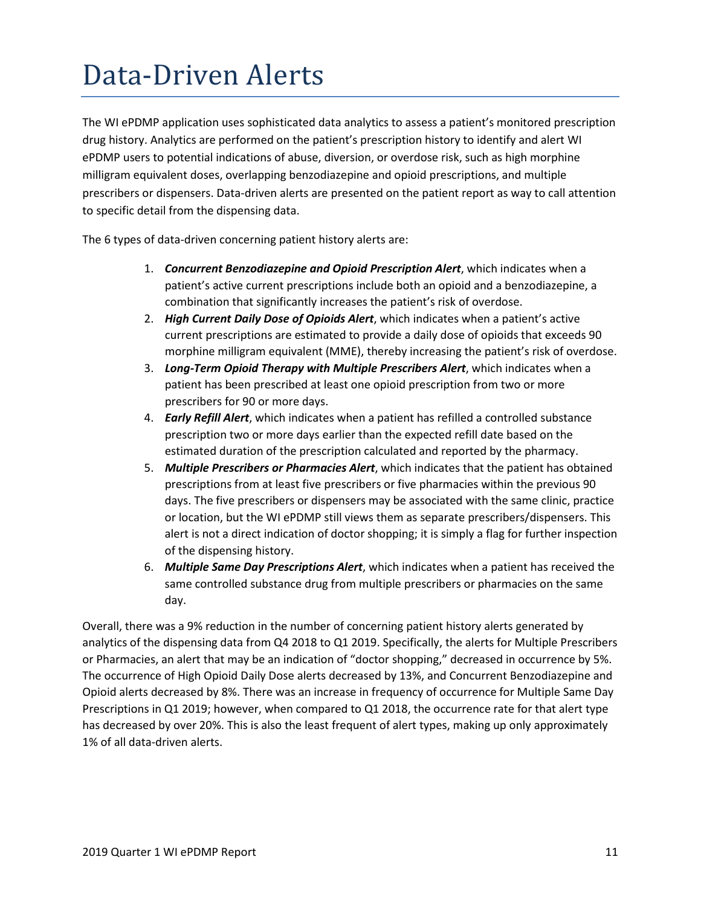# Data-Driven Alerts

The WI ePDMP application uses sophisticated data analytics to assess a patient's monitored prescription drug history. Analytics are performed on the patient's prescription history to identify and alert WI ePDMP users to potential indications of abuse, diversion, or overdose risk, such as high morphine milligram equivalent doses, overlapping benzodiazepine and opioid prescriptions, and multiple prescribers or dispensers. Data-driven alerts are presented on the patient report as way to call attention to specific detail from the dispensing data.

The 6 types of data-driven concerning patient history alerts are:

1. ***Concurrent Benzodiazepine and Opioid Prescription Alert***, which indicates when a patient's active current prescriptions include both an opioid and a benzodiazepine, a combination that significantly increases the patient's risk of overdose.
2. ***High Current Daily Dose of Opioids Alert***, which indicates when a patient's active current prescriptions are estimated to provide a daily dose of opioids that exceeds 90 morphine milligram equivalent (MME), thereby increasing the patient's risk of overdose.
3. ***Long-Term Opioid Therapy with Multiple Prescribers Alert***, which indicates when a patient has been prescribed at least one opioid prescription from two or more prescribers for 90 or more days.
4. ***Early Refill Alert***, which indicates when a patient has refilled a controlled substance prescription two or more days earlier than the expected refill date based on the estimated duration of the prescription calculated and reported by the pharmacy.
5. ***Multiple Prescribers or Pharmacies Alert***, which indicates that the patient has obtained prescriptions from at least five prescribers or five pharmacies within the previous 90 days. The five prescribers or dispensers may be associated with the same clinic, practice or location, but the WI ePDMP still views them as separate prescribers/dispensers. This alert is not a direct indication of doctor shopping; it is simply a flag for further inspection of the dispensing history.
6. ***Multiple Same Day Prescriptions Alert***, which indicates when a patient has received the same controlled substance drug from multiple prescribers or pharmacies on the same day.

Overall, there was a 9% reduction in the number of concerning patient history alerts generated by analytics of the dispensing data from Q4 2018 to Q1 2019. Specifically, the alerts for Multiple Prescribers or Pharmacies, an alert that may be an indication of "doctor shopping," decreased in occurrence by 5%. The occurrence of High Opioid Daily Dose alerts decreased by 13%, and Concurrent Benzodiazepine and Opioid alerts decreased by 8%. There was an increase in frequency of occurrence for Multiple Same Day Prescriptions in Q1 2019; however, when compared to Q1 2018, the occurrence rate for that alert type has decreased by over 20%. This is also the least frequent of alert types, making up only approximately 1% of all data-driven alerts.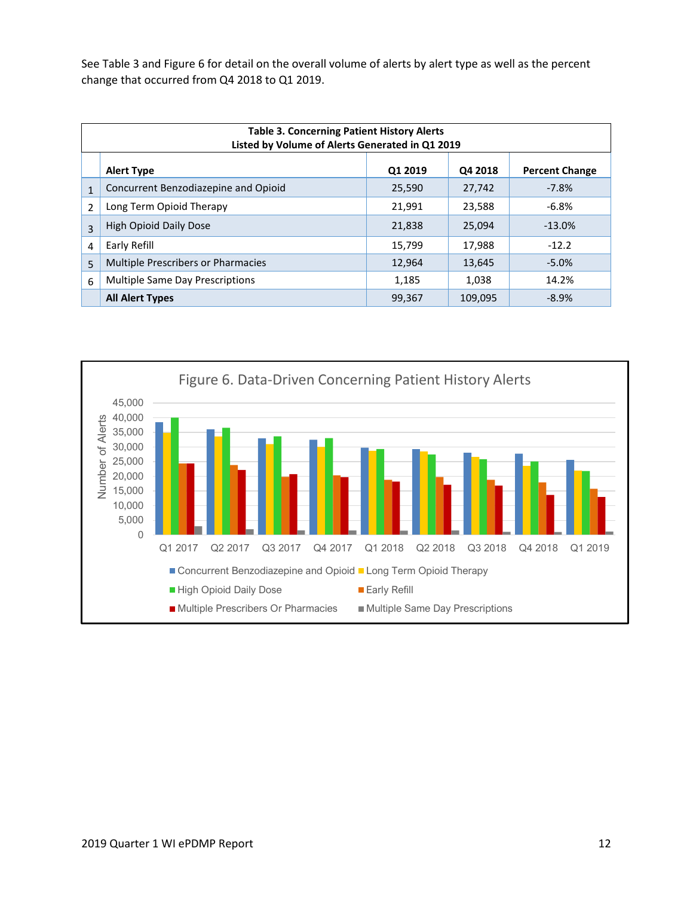See Table 3 and Figure 6 for detail on the overall volume of alerts by alert type as well as the percent change that occurred from Q4 2018 to Q1 2019.

**Table 3. Concerning Patient History Alerts**
**Listed by Volume of Alerts Generated in Q1 2019**

| | Alert Type | Q1 2019 | Q4 2018 | Percent Change |
|---|---|---|---|---|
| 1 | Concurrent Benzodiazepine and Opioid | 25,590 | 27,742 | -7.8% |
| 2 | Long Term Opioid Therapy | 21,991 | 23,588 | -6.8% |
| 3 | High Opioid Daily Dose | 21,838 | 25,094 | -13.0% |
| 4 | Early Refill | 15,799 | 17,988 | -12.2 |
| 5 | Multiple Prescribers or Pharmacies | 12,964 | 13,645 | -5.0% |
| 6 | Multiple Same Day Prescriptions | 1,185 | 1,038 | 14.2% |
| | **All Alert Types** | 99,367 | 109,095 | -8.9% |

Figure 6. Data-Driven Concerning Patient History Alerts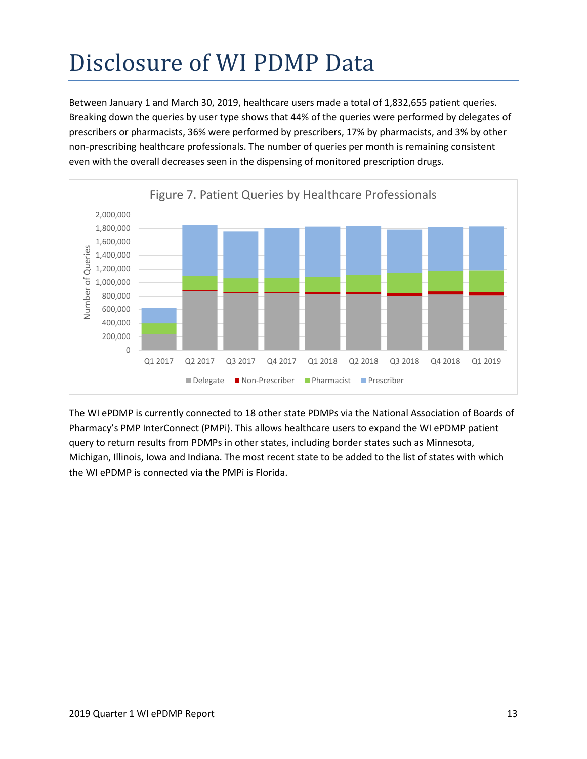# Disclosure of WI PDMP Data

Between January 1 and March 30, 2019, healthcare users made a total of 1,832,655 patient queries. Breaking down the queries by user type shows that 44% of the queries were performed by delegates of prescribers or pharmacists, 36% were performed by prescribers, 17% by pharmacists, and 3% by other non-prescribing healthcare professionals. The number of queries per month is remaining consistent even with the overall decreases seen in the dispensing of monitored prescription drugs.

Figure 7. Patient Queries by Healthcare Professionals

The WI ePDMP is currently connected to 18 other state PDMPs via the National Association of Boards of Pharmacy's PMP InterConnect (PMPi). This allows healthcare users to expand the WI ePDMP patient query to return results from PDMPs in other states, including border states such as Minnesota, Michigan, Illinois, Iowa and Indiana. The most recent state to be added to the list of states with which the WI ePDMP is connected via the PMPi is Florida.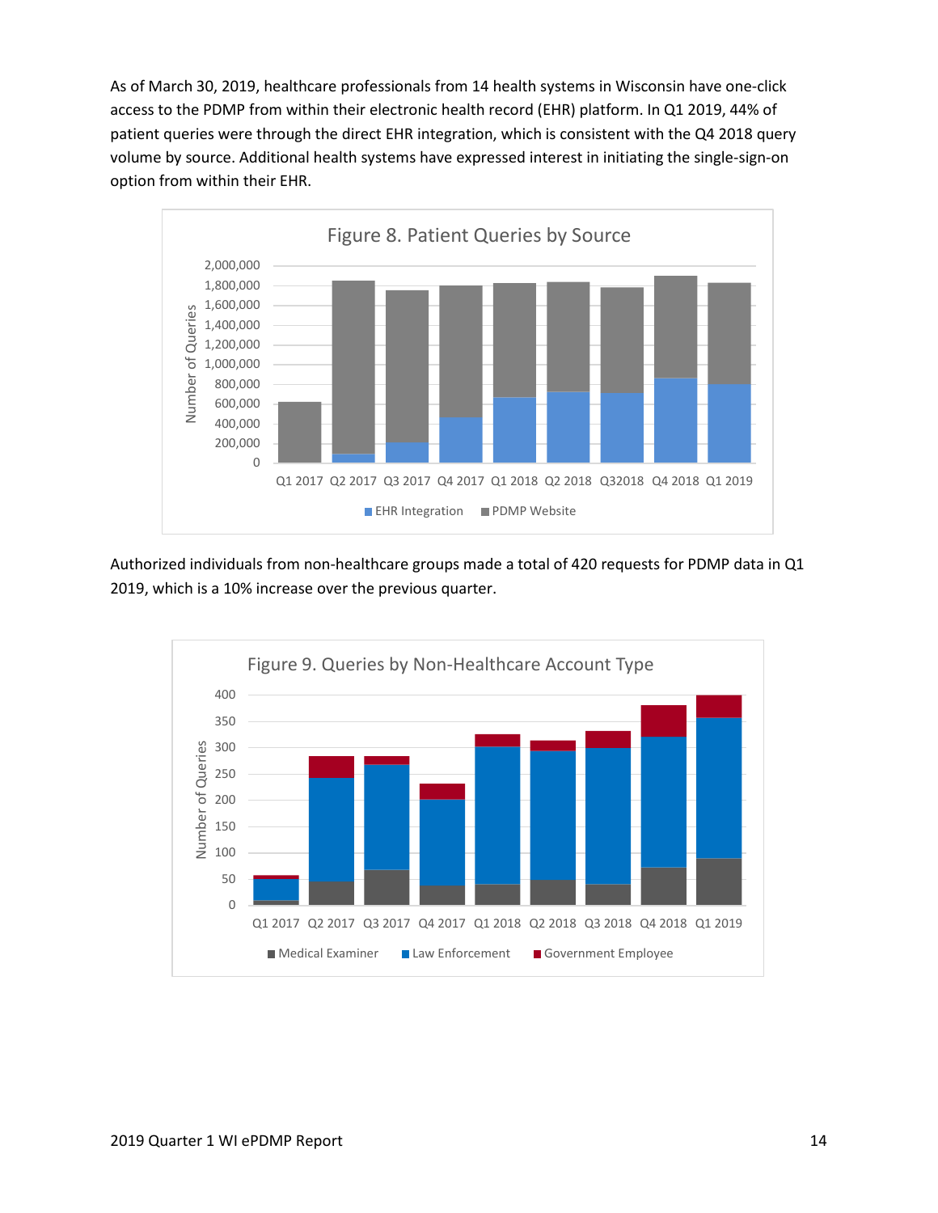As of March 30, 2019, healthcare professionals from 14 health systems in Wisconsin have one-click access to the PDMP from within their electronic health record (EHR) platform. In Q1 2019, 44% of patient queries were through the direct EHR integration, which is consistent with the Q4 2018 query volume by source. Additional health systems have expressed interest in initiating the single-sign-on option from within their EHR.

Figure 8. Patient Queries by Source

Authorized individuals from non-healthcare groups made a total of 420 requests for PDMP data in Q1 2019, which is a 10% increase over the previous quarter.

Figure 9. Queries by Non-Healthcare Account Type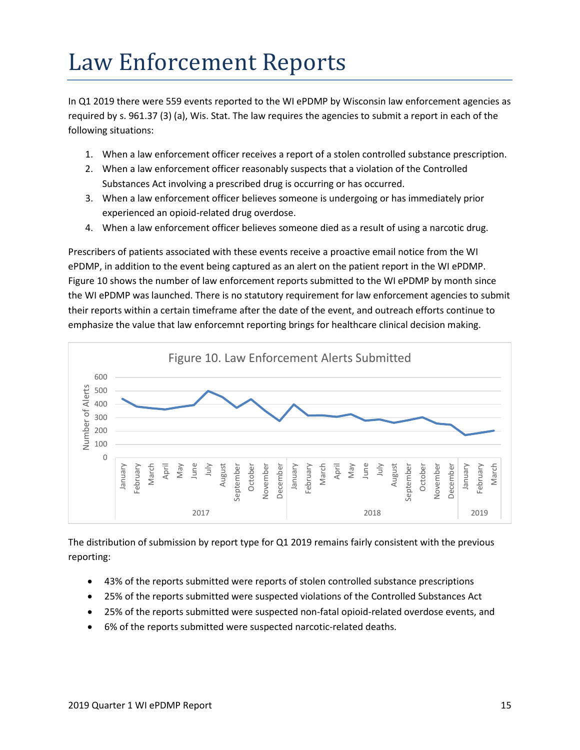# Law Enforcement Reports

In Q1 2019 there were 559 events reported to the WI ePDMP by Wisconsin law enforcement agencies as required by s. 961.37 (3) (a), Wis. Stat. The law requires the agencies to submit a report in each of the following situations:

1. When a law enforcement officer receives a report of a stolen controlled substance prescription.
2. When a law enforcement officer reasonably suspects that a violation of the Controlled Substances Act involving a prescribed drug is occurring or has occurred.
3. When a law enforcement officer believes someone is undergoing or has immediately prior experienced an opioid-related drug overdose.
4. When a law enforcement officer believes someone died as a result of using a narcotic drug.

Prescribers of patients associated with these events receive a proactive email notice from the WI ePDMP, in addition to the event being captured as an alert on the patient report in the WI ePDMP. Figure 10 shows the number of law enforcement reports submitted to the WI ePDMP by month since the WI ePDMP was launched. There is no statutory requirement for law enforcement agencies to submit their reports within a certain timeframe after the date of the event, and outreach efforts continue to emphasize the value that law enforcemnt reporting brings for healthcare clinical decision making.

Figure 10. Law Enforcement Alerts Submitted

The distribution of submission by report type for Q1 2019 remains fairly consistent with the previous reporting:

- 43% of the reports submitted were reports of stolen controlled substance prescriptions
- 25% of the reports submitted were suspected violations of the Controlled Substances Act
- 25% of the reports submitted were suspected non-fatal opioid-related overdose events, and
- 6% of the reports submitted were suspected narcotic-related deaths.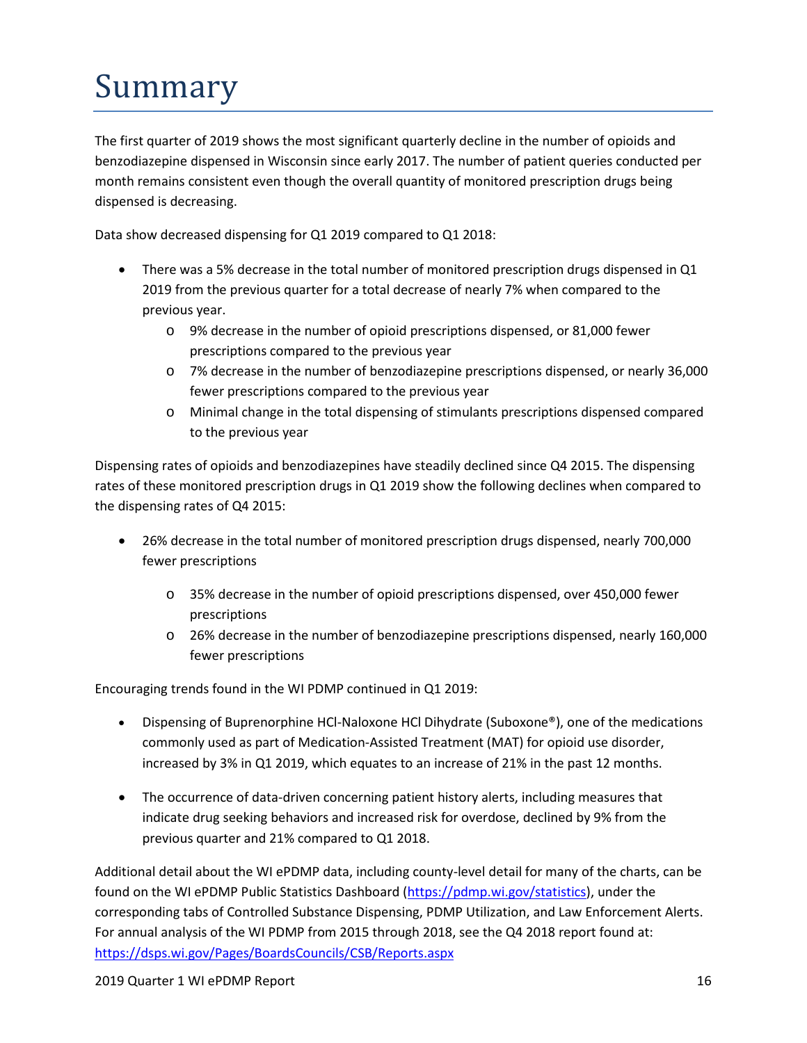# Summary

The first quarter of 2019 shows the most significant quarterly decline in the number of opioids and benzodiazepine dispensed in Wisconsin since early 2017. The number of patient queries conducted per month remains consistent even though the overall quantity of monitored prescription drugs being dispensed is decreasing.

Data show decreased dispensing for Q1 2019 compared to Q1 2018:

- There was a 5% decrease in the total number of monitored prescription drugs dispensed in Q1 2019 from the previous quarter for a total decrease of nearly 7% when compared to the previous year.
  - 9% decrease in the number of opioid prescriptions dispensed, or 81,000 fewer prescriptions compared to the previous year
  - 7% decrease in the number of benzodiazepine prescriptions dispensed, or nearly 36,000 fewer prescriptions compared to the previous year
  - Minimal change in the total dispensing of stimulants prescriptions dispensed compared to the previous year

Dispensing rates of opioids and benzodiazepines have steadily declined since Q4 2015. The dispensing rates of these monitored prescription drugs in Q1 2019 show the following declines when compared to the dispensing rates of Q4 2015:

- 26% decrease in the total number of monitored prescription drugs dispensed, nearly 700,000 fewer prescriptions
  - 35% decrease in the number of opioid prescriptions dispensed, over 450,000 fewer prescriptions
  - 26% decrease in the number of benzodiazepine prescriptions dispensed, nearly 160,000 fewer prescriptions

Encouraging trends found in the WI PDMP continued in Q1 2019:

- Dispensing of Buprenorphine HCl-Naloxone HCl Dihydrate (Suboxone®), one of the medications commonly used as part of Medication-Assisted Treatment (MAT) for opioid use disorder, increased by 3% in Q1 2019, which equates to an increase of 21% in the past 12 months.

- The occurrence of data-driven concerning patient history alerts, including measures that indicate drug seeking behaviors and increased risk for overdose, declined by 9% from the previous quarter and 21% compared to Q1 2018.

Additional detail about the WI ePDMP data, including county-level detail for many of the charts, can be found on the WI ePDMP Public Statistics Dashboard (https://pdmp.wi.gov/statistics), under the corresponding tabs of Controlled Substance Dispensing, PDMP Utilization, and Law Enforcement Alerts. For annual analysis of the WI PDMP from 2015 through 2018, see the Q4 2018 report found at: https://dsps.wi.gov/Pages/BoardsCouncils/CSB/Reports.aspx